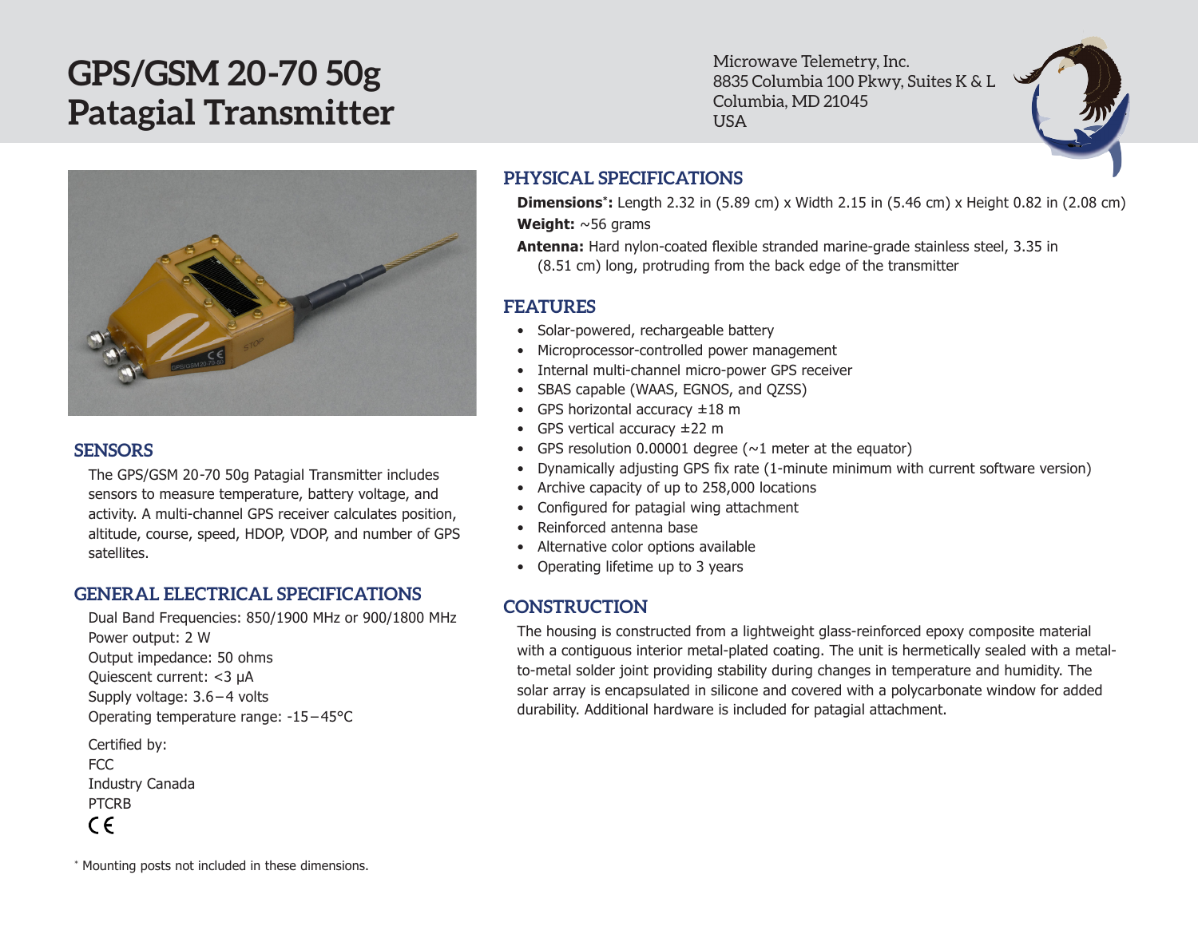# GPS/GSM 20-70 50g Patagial Transmitter

Microwave Telemetry, Inc.
8835 Columbia 100 Pkwy, Suites K & L
Columbia, MD 21045
USA

## SENSORS

The GPS/GSM 20-70 50g Patagial Transmitter includes sensors to measure temperature, battery voltage, and activity. A multi-channel GPS receiver calculates position, altitude, course, speed, HDOP, VDOP, and number of GPS satellites.

## GENERAL ELECTRICAL SPECIFICATIONS

Dual Band Frequencies: 850/1900 MHz or 900/1800 MHz
Power output: 2 W
Output impedance: 50 ohms
Quiescent current: <3 µA
Supply voltage: 3.6 – 4 volts
Operating temperature range: -15 – 45°C

Certified by:
FCC
Industry Canada
PTCRB
CE

## PHYSICAL SPECIFICATIONS

**Dimensions*:** Length 2.32 in (5.89 cm) x Width 2.15 in (5.46 cm) x Height 0.82 in (2.08 cm)

**Weight:** ~56 grams

**Antenna:** Hard nylon-coated flexible stranded marine-grade stainless steel, 3.35 in (8.51 cm) long, protruding from the back edge of the transmitter

## FEATURES

- Solar-powered, rechargeable battery
- Microprocessor-controlled power management
- Internal multi-channel micro-power GPS receiver
- SBAS capable (WAAS, EGNOS, and QZSS)
- GPS horizontal accuracy ±18 m
- GPS vertical accuracy ±22 m
- GPS resolution 0.00001 degree (~1 meter at the equator)
- Dynamically adjusting GPS fix rate (1-minute minimum with current software version)
- Archive capacity of up to 258,000 locations
- Configured for patagial wing attachment
- Reinforced antenna base
- Alternative color options available
- Operating lifetime up to 3 years

## CONSTRUCTION

The housing is constructed from a lightweight glass-reinforced epoxy composite material with a contiguous interior metal-plated coating. The unit is hermetically sealed with a metal-to-metal solder joint providing stability during changes in temperature and humidity. The solar array is encapsulated in silicone and covered with a polycarbonate window for added durability. Additional hardware is included for patagial attachment.

* Mounting posts not included in these dimensions.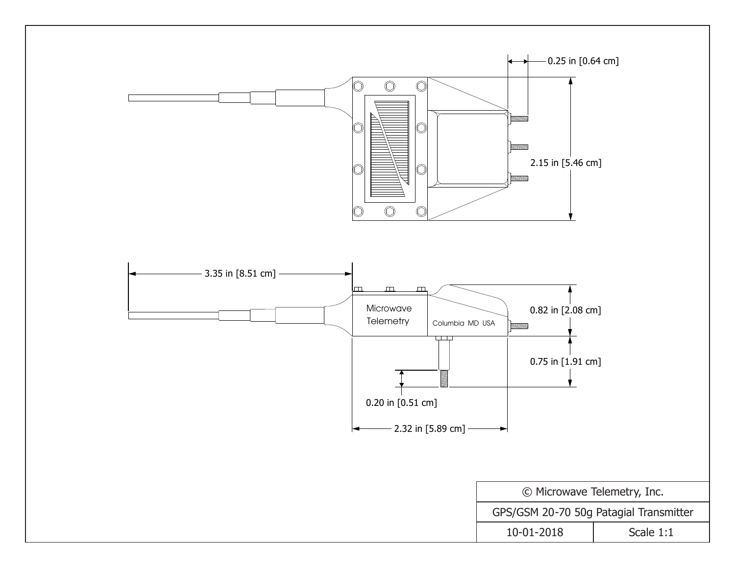0.25 in [0.64 cm]

2.15 in [5.46 cm]

3.35 in [8.51 cm]

Microwave Telemetry

Columbia MD USA

0.82 in [2.08 cm]

0.75 in [1.91 cm]

0.20 in [0.51 cm]

2.32 in [5.89 cm]

| | |
|---|---|
| © Microwave Telemetry, Inc. | |
| GPS/GSM 20-70 50g Patagial Transmitter | |
| 10-01-2018 | Scale 1:1 |